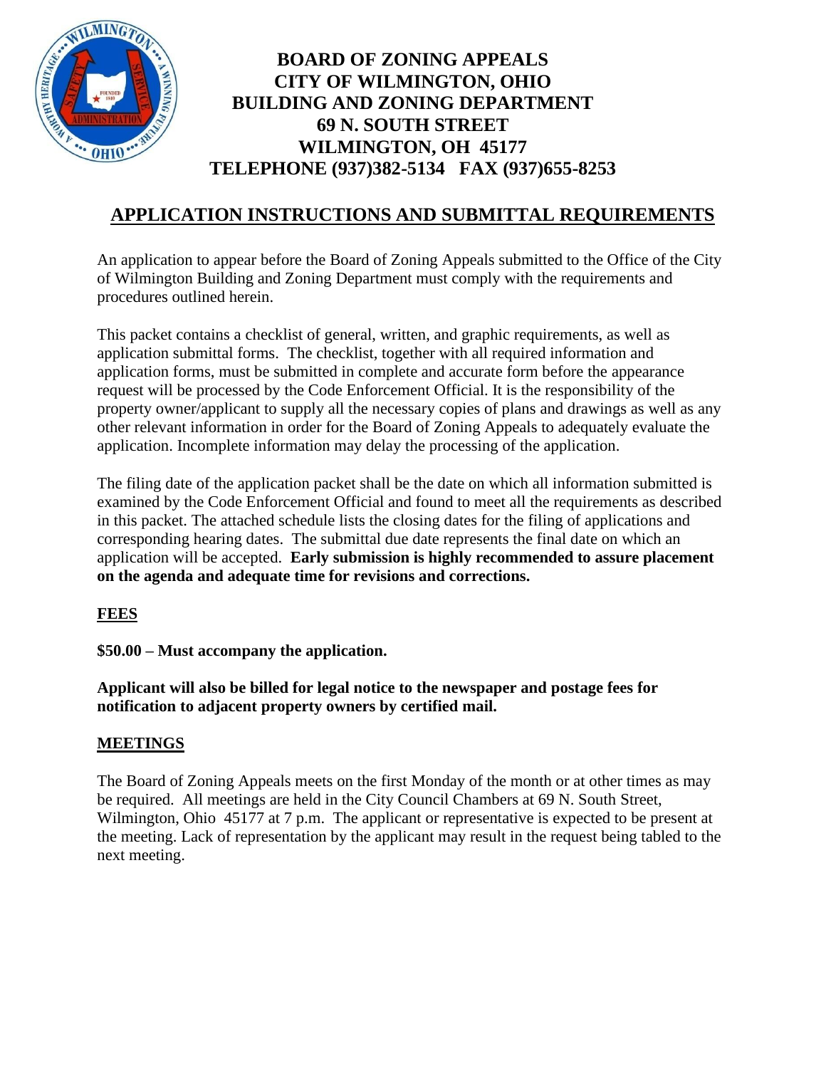# BOARD OF ZONING APPEALS
# CITY OF WILMINGTON, OHIO
# BUILDING AND ZONING DEPARTMENT
# 69 N. SOUTH STREET
# WILMINGTON, OH 45177
# TELEPHONE (937)382-5134 FAX (937)655-8253

## APPLICATION INSTRUCTIONS AND SUBMITTAL REQUIREMENTS

An application to appear before the Board of Zoning Appeals submitted to the Office of the City of Wilmington Building and Zoning Department must comply with the requirements and procedures outlined herein.

This packet contains a checklist of general, written, and graphic requirements, as well as application submittal forms. The checklist, together with all required information and application forms, must be submitted in complete and accurate form before the appearance request will be processed by the Code Enforcement Official. It is the responsibility of the property owner/applicant to supply all the necessary copies of plans and drawings as well as any other relevant information in order for the Board of Zoning Appeals to adequately evaluate the application. Incomplete information may delay the processing of the application.

The filing date of the application packet shall be the date on which all information submitted is examined by the Code Enforcement Official and found to meet all the requirements as described in this packet. The attached schedule lists the closing dates for the filing of applications and corresponding hearing dates. The submittal due date represents the final date on which an application will be accepted. **Early submission is highly recommended to assure placement on the agenda and adequate time for revisions and corrections.**

### FEES

**$50.00 – Must accompany the application.**

**Applicant will also be billed for legal notice to the newspaper and postage fees for notification to adjacent property owners by certified mail.**

### MEETINGS

The Board of Zoning Appeals meets on the first Monday of the month or at other times as may be required. All meetings are held in the City Council Chambers at 69 N. South Street, Wilmington, Ohio 45177 at 7 p.m. The applicant or representative is expected to be present at the meeting. Lack of representation by the applicant may result in the request being tabled to the next meeting.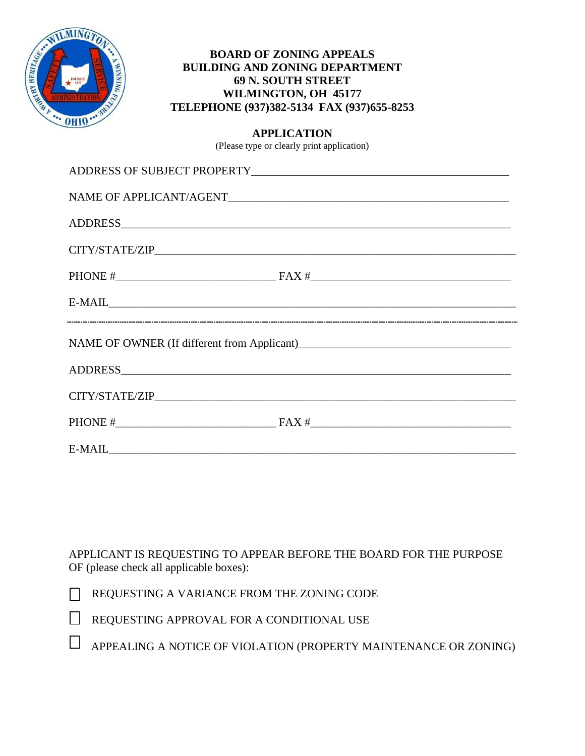**BOARD OF ZONING APPEALS**
**BUILDING AND ZONING DEPARTMENT**
**69 N. SOUTH STREET**
**WILMINGTON, OH 45177**
**TELEPHONE (937)382-5134 FAX (937)655-8253**

## APPLICATION

(Please type or clearly print application)

ADDRESS OF SUBJECT PROPERTY_____________________________________________

NAME OF APPLICANT/AGENT_______________________________________________

ADDRESS_________________________________________________________________

CITY/STATE/ZIP___________________________________________________________

PHONE #__________________________ FAX #_________________________________

E-MAIL__________________________________________________________________

---

NAME OF OWNER (If different from Applicant)___________________________________

ADDRESS_________________________________________________________________

CITY/STATE/ZIP___________________________________________________________

PHONE #__________________________ FAX #_________________________________

E-MAIL__________________________________________________________________

APPLICANT IS REQUESTING TO APPEAR BEFORE THE BOARD FOR THE PURPOSE OF (please check all applicable boxes):

- ☐ REQUESTING A VARIANCE FROM THE ZONING CODE
- ☐ REQUESTING APPROVAL FOR A CONDITIONAL USE
- ☐ APPEALING A NOTICE OF VIOLATION (PROPERTY MAINTENANCE OR ZONING)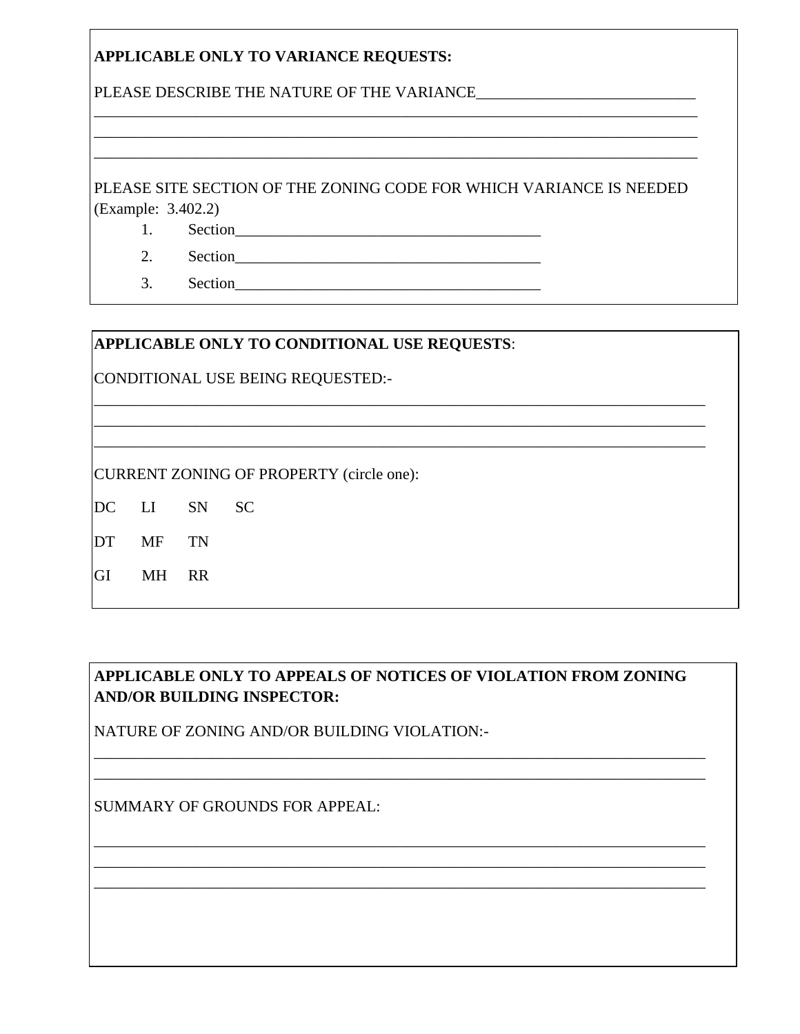**APPLICABLE ONLY TO VARIANCE REQUESTS:**

PLEASE DESCRIBE THE NATURE OF THE VARIANCE____________________________
________________________________________________________________________________
________________________________________________________________________________
________________________________________________________________________________

PLEASE SITE SECTION OF THE ZONING CODE FOR WHICH VARIANCE IS NEEDED (Example: 3.402.2)

1. Section________________________________________
2. Section________________________________________
3. Section________________________________________

**APPLICABLE ONLY TO CONDITIONAL USE REQUESTS**:

CONDITIONAL USE BEING REQUESTED:-

________________________________________________________________________________
________________________________________________________________________________
________________________________________________________________________________

CURRENT ZONING OF PROPERTY (circle one):

DC LI SN SC

DT MF TN

GI MH RR

**APPLICABLE ONLY TO APPEALS OF NOTICES OF VIOLATION FROM ZONING AND/OR BUILDING INSPECTOR:**

NATURE OF ZONING AND/OR BUILDING VIOLATION:-

________________________________________________________________________________
________________________________________________________________________________

SUMMARY OF GROUNDS FOR APPEAL:

________________________________________________________________________________
________________________________________________________________________________
________________________________________________________________________________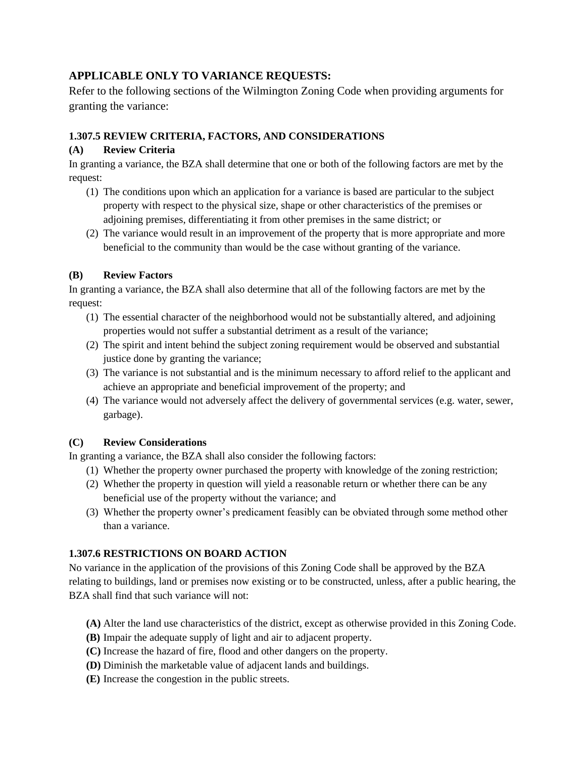## APPLICABLE ONLY TO VARIANCE REQUESTS:

Refer to the following sections of the Wilmington Zoning Code when providing arguments for granting the variance:

### 1.307.5 REVIEW CRITERIA, FACTORS, AND CONSIDERATIONS

**(A) Review Criteria**

In granting a variance, the BZA shall determine that one or both of the following factors are met by the request:

(1) The conditions upon which an application for a variance is based are particular to the subject property with respect to the physical size, shape or other characteristics of the premises or adjoining premises, differentiating it from other premises in the same district; or

(2) The variance would result in an improvement of the property that is more appropriate and more beneficial to the community than would be the case without granting of the variance.

**(B) Review Factors**

In granting a variance, the BZA shall also determine that all of the following factors are met by the request:

(1) The essential character of the neighborhood would not be substantially altered, and adjoining properties would not suffer a substantial detriment as a result of the variance;

(2) The spirit and intent behind the subject zoning requirement would be observed and substantial justice done by granting the variance;

(3) The variance is not substantial and is the minimum necessary to afford relief to the applicant and achieve an appropriate and beneficial improvement of the property; and

(4) The variance would not adversely affect the delivery of governmental services (e.g. water, sewer, garbage).

**(C) Review Considerations**

In granting a variance, the BZA shall also consider the following factors:

(1) Whether the property owner purchased the property with knowledge of the zoning restriction;

(2) Whether the property in question will yield a reasonable return or whether there can be any beneficial use of the property without the variance; and

(3) Whether the property owner's predicament feasibly can be obviated through some method other than a variance.

### 1.307.6 RESTRICTIONS ON BOARD ACTION

No variance in the application of the provisions of this Zoning Code shall be approved by the BZA relating to buildings, land or premises now existing or to be constructed, unless, after a public hearing, the BZA shall find that such variance will not:

**(A)** Alter the land use characteristics of the district, except as otherwise provided in this Zoning Code.

**(B)** Impair the adequate supply of light and air to adjacent property.

**(C)** Increase the hazard of fire, flood and other dangers on the property.

**(D)** Diminish the marketable value of adjacent lands and buildings.

**(E)** Increase the congestion in the public streets.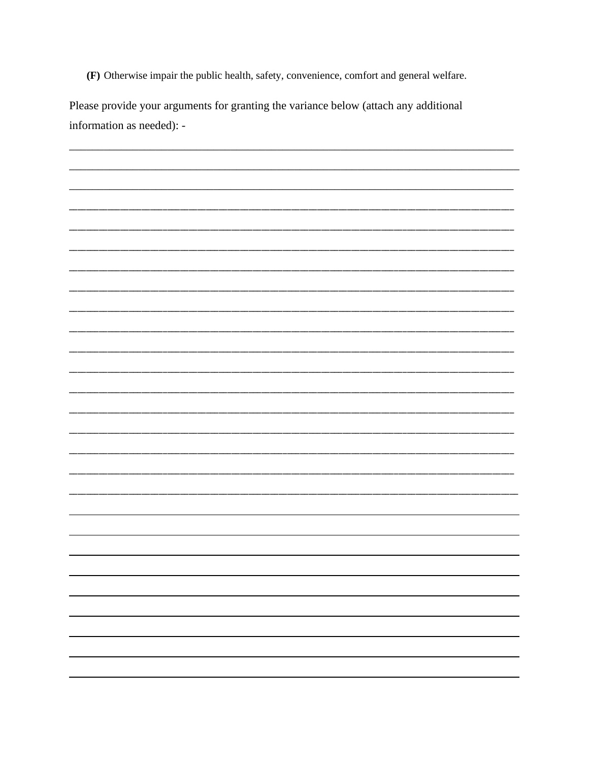**(F)** Otherwise impair the public health, safety, convenience, comfort and general welfare.

Please provide your arguments for granting the variance below (attach any additional information as needed): -

______________________________________________________________________________

______________________________________________________________________________

______________________________________________________________________________

______________________________________________________________________________

______________________________________________________________________________

______________________________________________________________________________

______________________________________________________________________________

______________________________________________________________________________

______________________________________________________________________________

______________________________________________________________________________

______________________________________________________________________________

______________________________________________________________________________

______________________________________________________________________________

______________________________________________________________________________

______________________________________________________________________________

______________________________________________________________________________

______________________________________________________________________________

______________________________________________________________________________

______________________________________________________________________________

______________________________________________________________________________

______________________________________________________________________________

______________________________________________________________________________

______________________________________________________________________________

______________________________________________________________________________

______________________________________________________________________________

______________________________________________________________________________

______________________________________________________________________________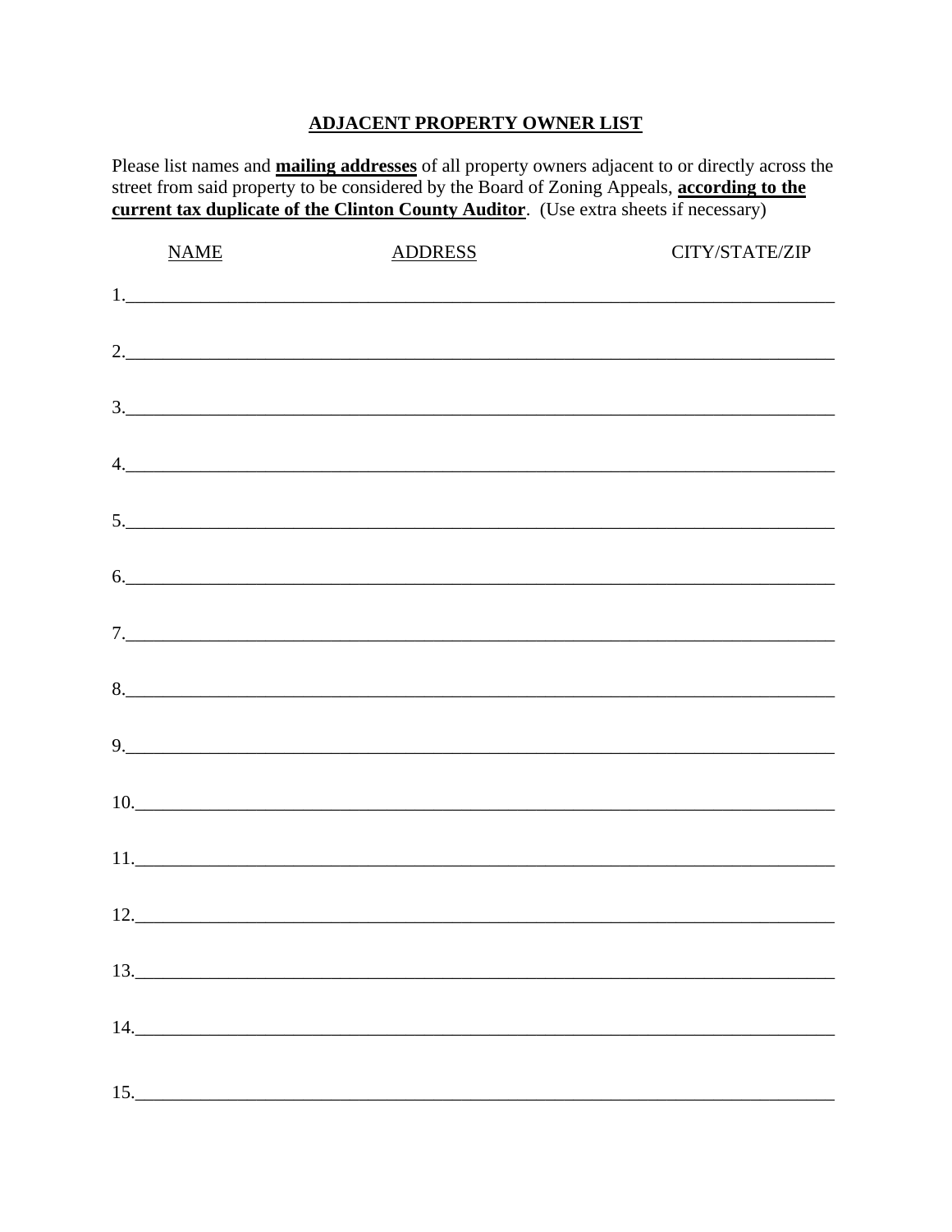## <u>ADJACENT PROPERTY OWNER LIST</u>

Please list names and **<u>mailing addresses</u>** of all property owners adjacent to or directly across the street from said property to be considered by the Board of Zoning Appeals, **<u>according to the current tax duplicate of the Clinton County Auditor</u>**. (Use extra sheets if necessary)

| <u>NAME</u> | <u>ADDRESS</u> | CITY/STATE/ZIP |
|---|---|---|
| 1. | | |
| 2. | | |
| 3. | | |
| 4. | | |
| 5. | | |
| 6. | | |
| 7. | | |
| 8. | | |
| 9. | | |
| 10. | | |
| 11. | | |
| 12. | | |
| 13. | | |
| 14. | | |
| 15. | | |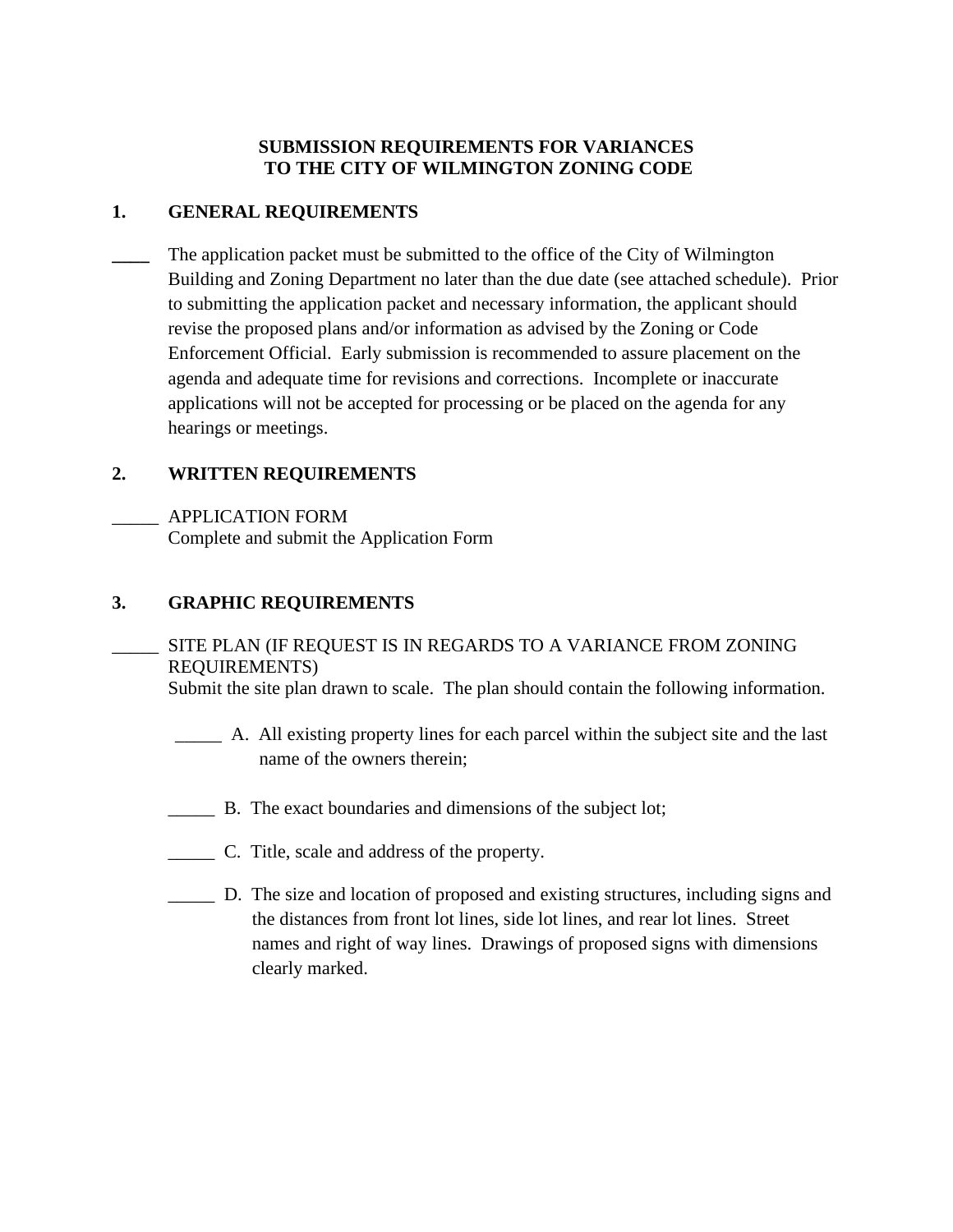# SUBMISSION REQUIREMENTS FOR VARIANCES TO THE CITY OF WILMINGTON ZONING CODE

## 1. GENERAL REQUIREMENTS

____ The application packet must be submitted to the office of the City of Wilmington Building and Zoning Department no later than the due date (see attached schedule). Prior to submitting the application packet and necessary information, the applicant should revise the proposed plans and/or information as advised by the Zoning or Code Enforcement Official. Early submission is recommended to assure placement on the agenda and adequate time for revisions and corrections. Incomplete or inaccurate applications will not be accepted for processing or be placed on the agenda for any hearings or meetings.

## 2. WRITTEN REQUIREMENTS

_____ APPLICATION FORM
Complete and submit the Application Form

## 3. GRAPHIC REQUIREMENTS

_____ SITE PLAN (IF REQUEST IS IN REGARDS TO A VARIANCE FROM ZONING REQUIREMENTS)
Submit the site plan drawn to scale. The plan should contain the following information.

_____ A. All existing property lines for each parcel within the subject site and the last name of the owners therein;

_____ B. The exact boundaries and dimensions of the subject lot;

_____ C. Title, scale and address of the property.

_____ D. The size and location of proposed and existing structures, including signs and the distances from front lot lines, side lot lines, and rear lot lines. Street names and right of way lines. Drawings of proposed signs with dimensions clearly marked.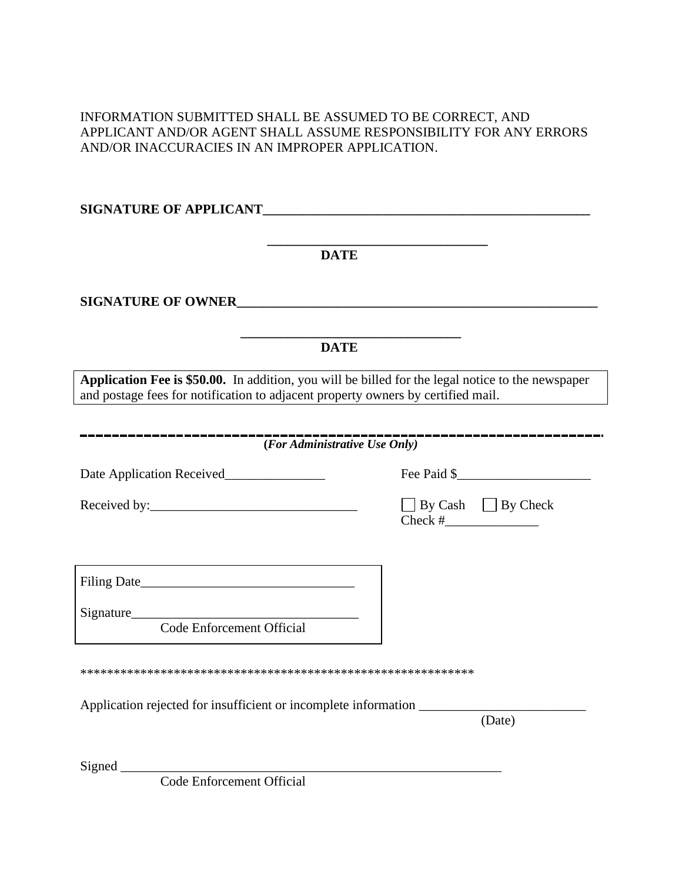INFORMATION SUBMITTED SHALL BE ASSUMED TO BE CORRECT, AND APPLICANT AND/OR AGENT SHALL ASSUME RESPONSIBILITY FOR ANY ERRORS AND/OR INACCURACIES IN AN IMPROPER APPLICATION.

**SIGNATURE OF APPLICANT**___________________________________________________

___________________________________
**DATE**

**SIGNATURE OF OWNER**_______________________________________________________

___________________________________
**DATE**

**Application Fee is $50.00.** In addition, you will be billed for the legal notice to the newspaper and postage fees for notification to adjacent property owners by certified mail.

---

**(*For Administrative Use Only*)**

Date Application Received_______________ Fee Paid $____________________

Received by:_______________________________ ☐ By Cash ☐ By Check
Check #______________

Filing Date________________________________

Signature__________________________________
Code Enforcement Official

************************************************************

Application rejected for insufficient or incomplete information _________________________
(Date)

Signed ___________________________________________________________
Code Enforcement Official